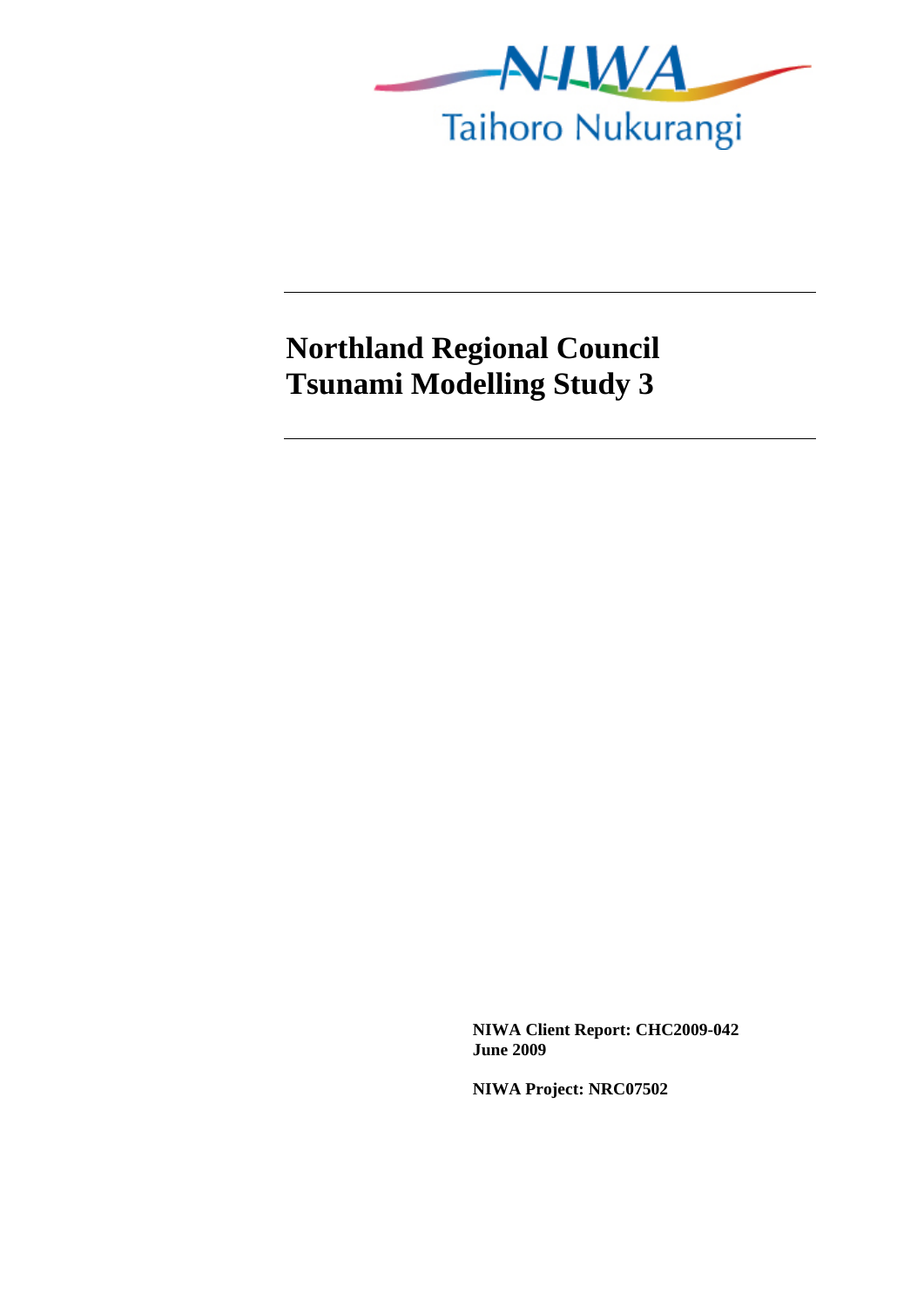NIWA

Taihoro Nukurangi

# Northland Regional Council Tsunami Modelling Study 3

**NIWA Client Report: CHC2009-042**
**June 2009**

**NIWA Project: NRC07502**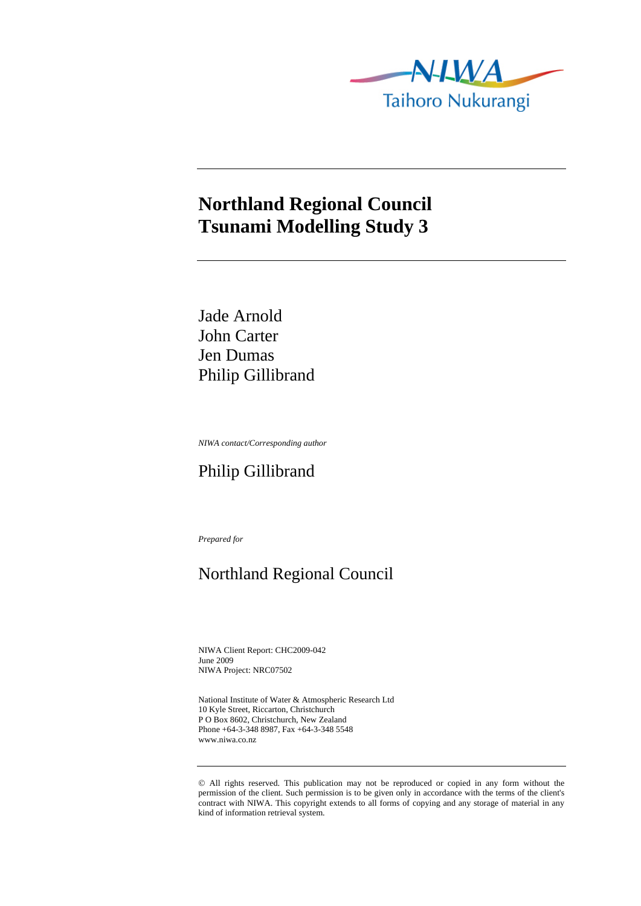NIWA
Taihoro Nukurangi

# Northland Regional Council Tsunami Modelling Study 3

Jade Arnold
John Carter
Jen Dumas
Philip Gillibrand

*NIWA contact/Corresponding author*

Philip Gillibrand

*Prepared for*

Northland Regional Council

NIWA Client Report: CHC2009-042
June 2009
NIWA Project: NRC07502

National Institute of Water & Atmospheric Research Ltd
10 Kyle Street, Riccarton, Christchurch
P O Box 8602, Christchurch, New Zealand
Phone +64-3-348 8987, Fax +64-3-348 5548
www.niwa.co.nz

© All rights reserved. This publication may not be reproduced or copied in any form without the permission of the client. Such permission is to be given only in accordance with the terms of the client's contract with NIWA. This copyright extends to all forms of copying and any storage of material in any kind of information retrieval system.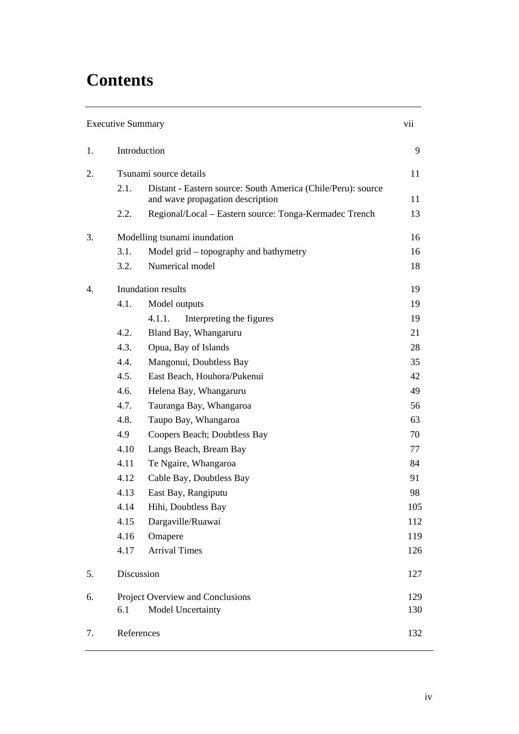# Contents

| | | |
|---|---|---|
| Executive Summary | | vii |
| 1. | Introduction | 9 |
| 2. | Tsunami source details | 11 |
| | 2.1. Distant - Eastern source: South America (Chile/Peru): source and wave propagation description | 11 |
| | 2.2. Regional/Local – Eastern source: Tonga-Kermadec Trench | 13 |
| 3. | Modelling tsunami inundation | 16 |
| | 3.1. Model grid – topography and bathymetry | 16 |
| | 3.2. Numerical model | 18 |
| 4. | Inundation results | 19 |
| | 4.1. Model outputs | 19 |
| | 4.1.1. Interpreting the figures | 19 |
| | 4.2. Bland Bay, Whangaruru | 21 |
| | 4.3. Opua, Bay of Islands | 28 |
| | 4.4. Mangonui, Doubtless Bay | 35 |
| | 4.5. East Beach, Houhora/Pukenui | 42 |
| | 4.6. Helena Bay, Whangaruru | 49 |
| | 4.7. Tauranga Bay, Whangaroa | 56 |
| | 4.8. Taupo Bay, Whangaroa | 63 |
| | 4.9 Coopers Beach; Doubtless Bay | 70 |
| | 4.10 Langs Beach, Bream Bay | 77 |
| | 4.11 Te Ngaire, Whangaroa | 84 |
| | 4.12 Cable Bay, Doubtless Bay | 91 |
| | 4.13 East Bay, Rangiputu | 98 |
| | 4.14 Hihi, Doubtless Bay | 105 |
| | 4.15 Dargaville/Ruawai | 112 |
| | 4.16 Omapere | 119 |
| | 4.17 Arrival Times | 126 |
| 5. | Discussion | 127 |
| 6. | Project Overview and Conclusions | 129 |
| | 6.1 Model Uncertainty | 130 |
| 7. | References | 132 |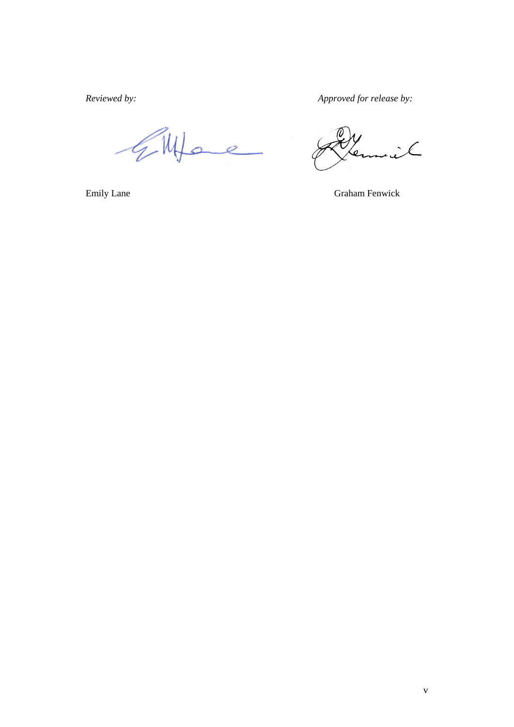*Reviewed by:*

Emily Lane

*Approved for release by:*

Graham Fenwick